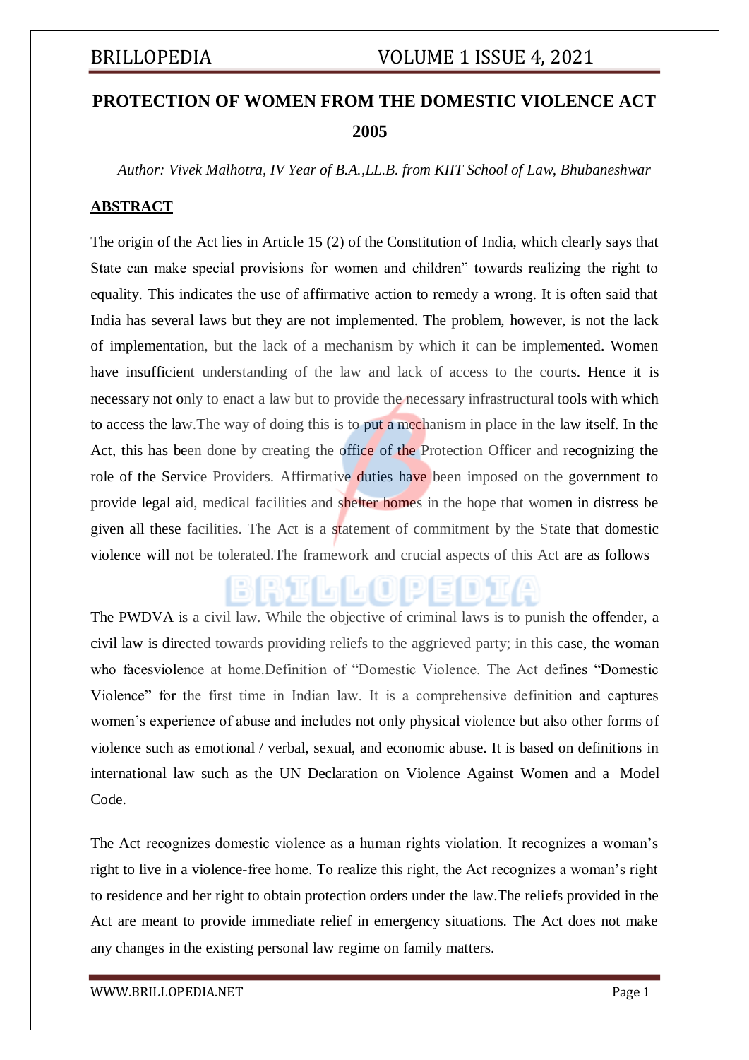# PROTECTION OF WOMEN FROM THE DOMESTIC VIOLENCE ACT 2005

*Author: Vivek Malhotra, IV Year of B.A.,LL.B. from KIIT School of Law, Bhubaneshwar*

## ABSTRACT

The origin of the Act lies in Article 15 (2) of the Constitution of India, which clearly says that State can make special provisions for women and children" towards realizing the right to equality. This indicates the use of affirmative action to remedy a wrong. It is often said that India has several laws but they are not implemented. The problem, however, is not the lack of implementation, but the lack of a mechanism by which it can be implemented. Women have insufficient understanding of the law and lack of access to the courts. Hence it is necessary not only to enact a law but to provide the necessary infrastructural tools with which to access the law.The way of doing this is to put a mechanism in place in the law itself. In the Act, this has been done by creating the office of the Protection Officer and recognizing the role of the Service Providers. Affirmative duties have been imposed on the government to provide legal aid, medical facilities and shelter homes in the hope that women in distress be given all these facilities. The Act is a statement of commitment by the State that domestic violence will not be tolerated.The framework and crucial aspects of this Act are as follows

The PWDVA is a civil law. While the objective of criminal laws is to punish the offender, a civil law is directed towards providing reliefs to the aggrieved party; in this case, the woman who facesviolence at home.Definition of "Domestic Violence. The Act defines "Domestic Violence" for the first time in Indian law. It is a comprehensive definition and captures women's experience of abuse and includes not only physical violence but also other forms of violence such as emotional / verbal, sexual, and economic abuse. It is based on definitions in international law such as the UN Declaration on Violence Against Women and a Model Code.

The Act recognizes domestic violence as a human rights violation. It recognizes a woman's right to live in a violence-free home. To realize this right, the Act recognizes a woman's right to residence and her right to obtain protection orders under the law.The reliefs provided in the Act are meant to provide immediate relief in emergency situations. The Act does not make any changes in the existing personal law regime on family matters.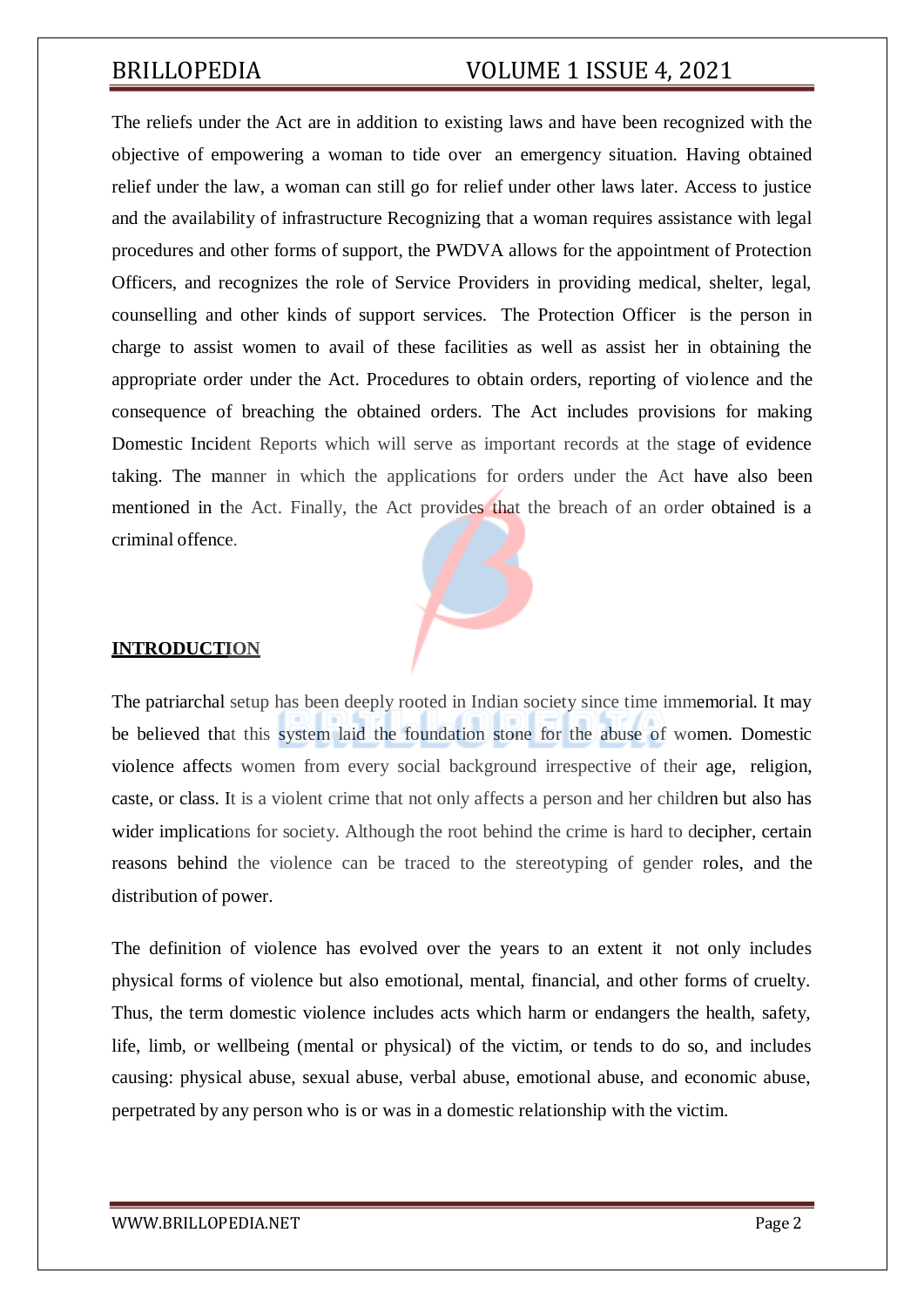The reliefs under the Act are in addition to existing laws and have been recognized with the objective of empowering a woman to tide over an emergency situation. Having obtained relief under the law, a woman can still go for relief under other laws later. Access to justice and the availability of infrastructure Recognizing that a woman requires assistance with legal procedures and other forms of support, the PWDVA allows for the appointment of Protection Officers, and recognizes the role of Service Providers in providing medical, shelter, legal, counselling and other kinds of support services. The Protection Officer is the person in charge to assist women to avail of these facilities as well as assist her in obtaining the appropriate order under the Act. Procedures to obtain orders, reporting of violence and the consequence of breaching the obtained orders. The Act includes provisions for making Domestic Incident Reports which will serve as important records at the stage of evidence taking. The manner in which the applications for orders under the Act have also been mentioned in the Act. Finally, the Act provides that the breach of an order obtained is a criminal offence.

## INTRODUCTION

The patriarchal setup has been deeply rooted in Indian society since time immemorial. It may be believed that this system laid the foundation stone for the abuse of women. Domestic violence affects women from every social background irrespective of their age, religion, caste, or class. It is a violent crime that not only affects a person and her children but also has wider implications for society. Although the root behind the crime is hard to decipher, certain reasons behind the violence can be traced to the stereotyping of gender roles, and the distribution of power.

The definition of violence has evolved over the years to an extent it not only includes physical forms of violence but also emotional, mental, financial, and other forms of cruelty. Thus, the term domestic violence includes acts which harm or endangers the health, safety, life, limb, or wellbeing (mental or physical) of the victim, or tends to do so, and includes causing: physical abuse, sexual abuse, verbal abuse, emotional abuse, and economic abuse, perpetrated by any person who is or was in a domestic relationship with the victim.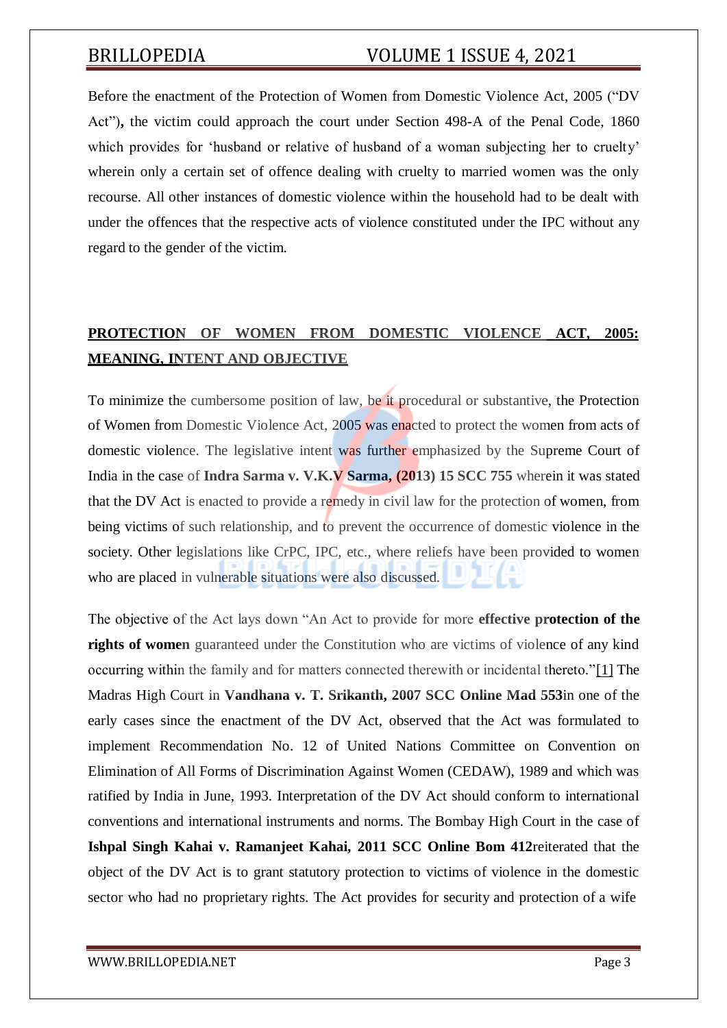Before the enactment of the Protection of Women from Domestic Violence Act, 2005 ("DV Act"), the victim could approach the court under Section 498-A of the Penal Code, 1860 which provides for 'husband or relative of husband of a woman subjecting her to cruelty' wherein only a certain set of offence dealing with cruelty to married women was the only recourse. All other instances of domestic violence within the household had to be dealt with under the offences that the respective acts of violence constituted under the IPC without any regard to the gender of the victim.

## PROTECTION OF WOMEN FROM DOMESTIC VIOLENCE ACT, 2005: MEANING, INTENT AND OBJECTIVE

To minimize the cumbersome position of law, be it procedural or substantive, the Protection of Women from Domestic Violence Act, 2005 was enacted to protect the women from acts of domestic violence. The legislative intent was further emphasized by the Supreme Court of India in the case of **Indra Sarma v. V.K.V Sarma, (2013) 15 SCC 755** wherein it was stated that the DV Act is enacted to provide a remedy in civil law for the protection of women, from being victims of such relationship, and to prevent the occurrence of domestic violence in the society. Other legislations like CrPC, IPC, etc., where reliefs have been provided to women who are placed in vulnerable situations were also discussed.

The objective of the Act lays down "An Act to provide for more **effective protection of the rights of women** guaranteed under the Constitution who are victims of violence of any kind occurring within the family and for matters connected therewith or incidental thereto."[1] The Madras High Court in **Vandhana v. T. Srikanth, 2007 SCC Online Mad 553**in one of the early cases since the enactment of the DV Act, observed that the Act was formulated to implement Recommendation No. 12 of United Nations Committee on Convention on Elimination of All Forms of Discrimination Against Women (CEDAW), 1989 and which was ratified by India in June, 1993. Interpretation of the DV Act should conform to international conventions and international instruments and norms. The Bombay High Court in the case of **Ishpal Singh Kahai v. Ramanjeet Kahai, 2011 SCC Online Bom 412**reiterated that the object of the DV Act is to grant statutory protection to victims of violence in the domestic sector who had no proprietary rights. The Act provides for security and protection of a wife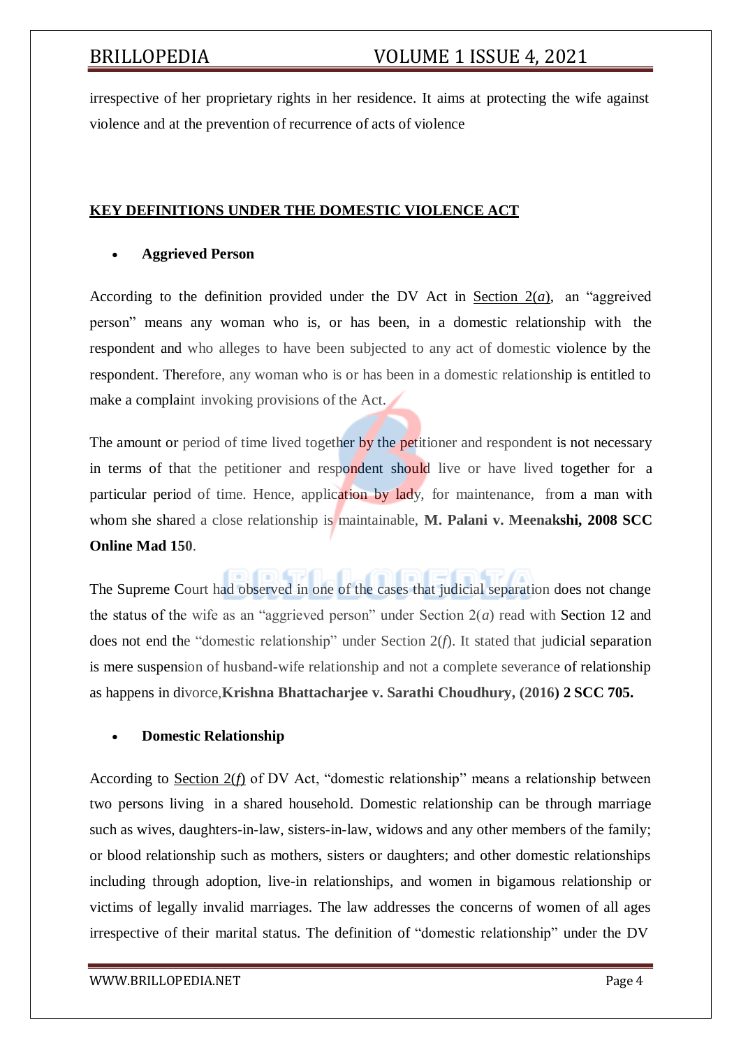irrespective of her proprietary rights in her residence. It aims at protecting the wife against violence and at the prevention of recurrence of acts of violence

## KEY DEFINITIONS UNDER THE DOMESTIC VIOLENCE ACT

- **Aggrieved Person**

According to the definition provided under the DV Act in Section 2(*a*), an "aggrieved person" means any woman who is, or has been, in a domestic relationship with the respondent and who alleges to have been subjected to any act of domestic violence by the respondent. Therefore, any woman who is or has been in a domestic relationship is entitled to make a complaint invoking provisions of the Act.

The amount or period of time lived together by the petitioner and respondent is not necessary in terms of that the petitioner and respondent should live or have lived together for a particular period of time. Hence, application by lady, for maintenance, from a man with whom she shared a close relationship is maintainable, **M. Palani v. Meenakshi, 2008 SCC Online Mad 150**.

The Supreme Court had observed in one of the cases that judicial separation does not change the status of the wife as an "aggrieved person" under Section 2(*a*) read with Section 12 and does not end the "domestic relationship" under Section 2(*f*). It stated that judicial separation is mere suspension of husband-wife relationship and not a complete severance of relationship as happens in divorce,**Krishna Bhattacharjee v. Sarathi Choudhury, (2016) 2 SCC 705.**

- **Domestic Relationship**

According to Section 2(*f*) of DV Act, "domestic relationship" means a relationship between two persons living in a shared household. Domestic relationship can be through marriage such as wives, daughters-in-law, sisters-in-law, widows and any other members of the family; or blood relationship such as mothers, sisters or daughters; and other domestic relationships including through adoption, live-in relationships, and women in bigamous relationship or victims of legally invalid marriages. The law addresses the concerns of women of all ages irrespective of their marital status. The definition of "domestic relationship" under the DV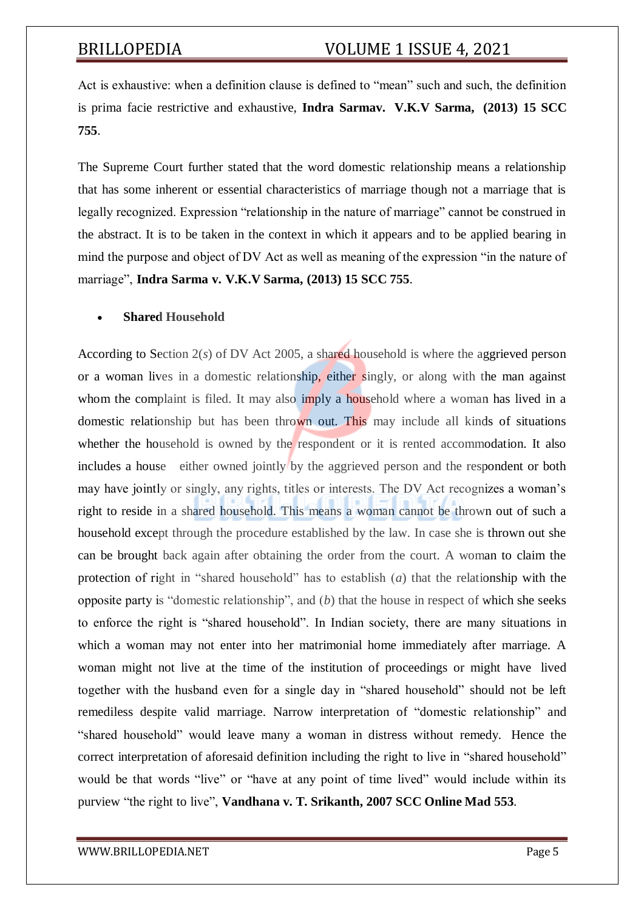Act is exhaustive: when a definition clause is defined to "mean" such and such, the definition is prima facie restrictive and exhaustive, **Indra Sarmav. V.K.V Sarma, (2013) 15 SCC 755**.

The Supreme Court further stated that the word domestic relationship means a relationship that has some inherent or essential characteristics of marriage though not a marriage that is legally recognized. Expression "relationship in the nature of marriage" cannot be construed in the abstract. It is to be taken in the context in which it appears and to be applied bearing in mind the purpose and object of DV Act as well as meaning of the expression "in the nature of marriage", **Indra Sarma v. V.K.V Sarma, (2013) 15 SCC 755**.

- **Shared Household**

According to Section 2(*s*) of DV Act 2005, a shared household is where the aggrieved person or a woman lives in a domestic relationship, either singly, or along with the man against whom the complaint is filed. It may also imply a household where a woman has lived in a domestic relationship but has been thrown out. This may include all kinds of situations whether the household is owned by the respondent or it is rented accommodation. It also includes a house either owned jointly by the aggrieved person and the respondent or both may have jointly or singly, any rights, titles or interests. The DV Act recognizes a woman's right to reside in a shared household. This means a woman cannot be thrown out of such a household except through the procedure established by the law. In case she is thrown out she can be brought back again after obtaining the order from the court. A woman to claim the protection of right in "shared household" has to establish (*a*) that the relationship with the opposite party is "domestic relationship", and (*b*) that the house in respect of which she seeks to enforce the right is "shared household". In Indian society, there are many situations in which a woman may not enter into her matrimonial home immediately after marriage. A woman might not live at the time of the institution of proceedings or might have lived together with the husband even for a single day in "shared household" should not be left remediless despite valid marriage. Narrow interpretation of "domestic relationship" and "shared household" would leave many a woman in distress without remedy. Hence the correct interpretation of aforesaid definition including the right to live in "shared household" would be that words "live" or "have at any point of time lived" would include within its purview "the right to live", **Vandhana v. T. Srikanth, 2007 SCC Online Mad 553**.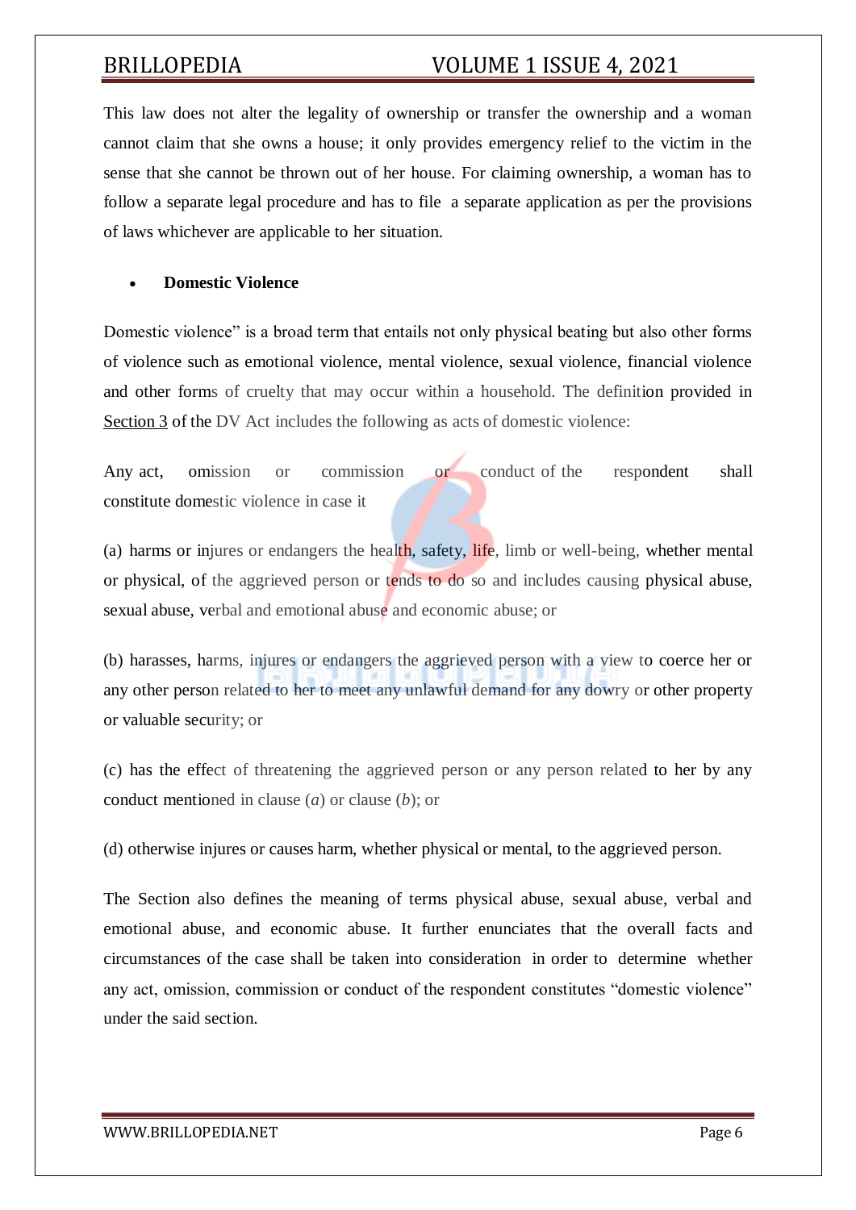This law does not alter the legality of ownership or transfer the ownership and a woman cannot claim that she owns a house; it only provides emergency relief to the victim in the sense that she cannot be thrown out of her house. For claiming ownership, a woman has to follow a separate legal procedure and has to file a separate application as per the provisions of laws whichever are applicable to her situation.

- **Domestic Violence**

Domestic violence" is a broad term that entails not only physical beating but also other forms of violence such as emotional violence, mental violence, sexual violence, financial violence and other forms of cruelty that may occur within a household. The definition provided in Section 3 of the DV Act includes the following as acts of domestic violence:

Any act, omission or commission or conduct of the respondent shall constitute domestic violence in case it

(a) harms or injures or endangers the health, safety, life, limb or well-being, whether mental or physical, of the aggrieved person or tends to do so and includes causing physical abuse, sexual abuse, verbal and emotional abuse and economic abuse; or

(b) harasses, harms, injures or endangers the aggrieved person with a view to coerce her or any other person related to her to meet any unlawful demand for any dowry or other property or valuable security; or

(c) has the effect of threatening the aggrieved person or any person related to her by any conduct mentioned in clause (*a*) or clause (*b*); or

(d) otherwise injures or causes harm, whether physical or mental, to the aggrieved person.

The Section also defines the meaning of terms physical abuse, sexual abuse, verbal and emotional abuse, and economic abuse. It further enunciates that the overall facts and circumstances of the case shall be taken into consideration in order to determine whether any act, omission, commission or conduct of the respondent constitutes "domestic violence" under the said section.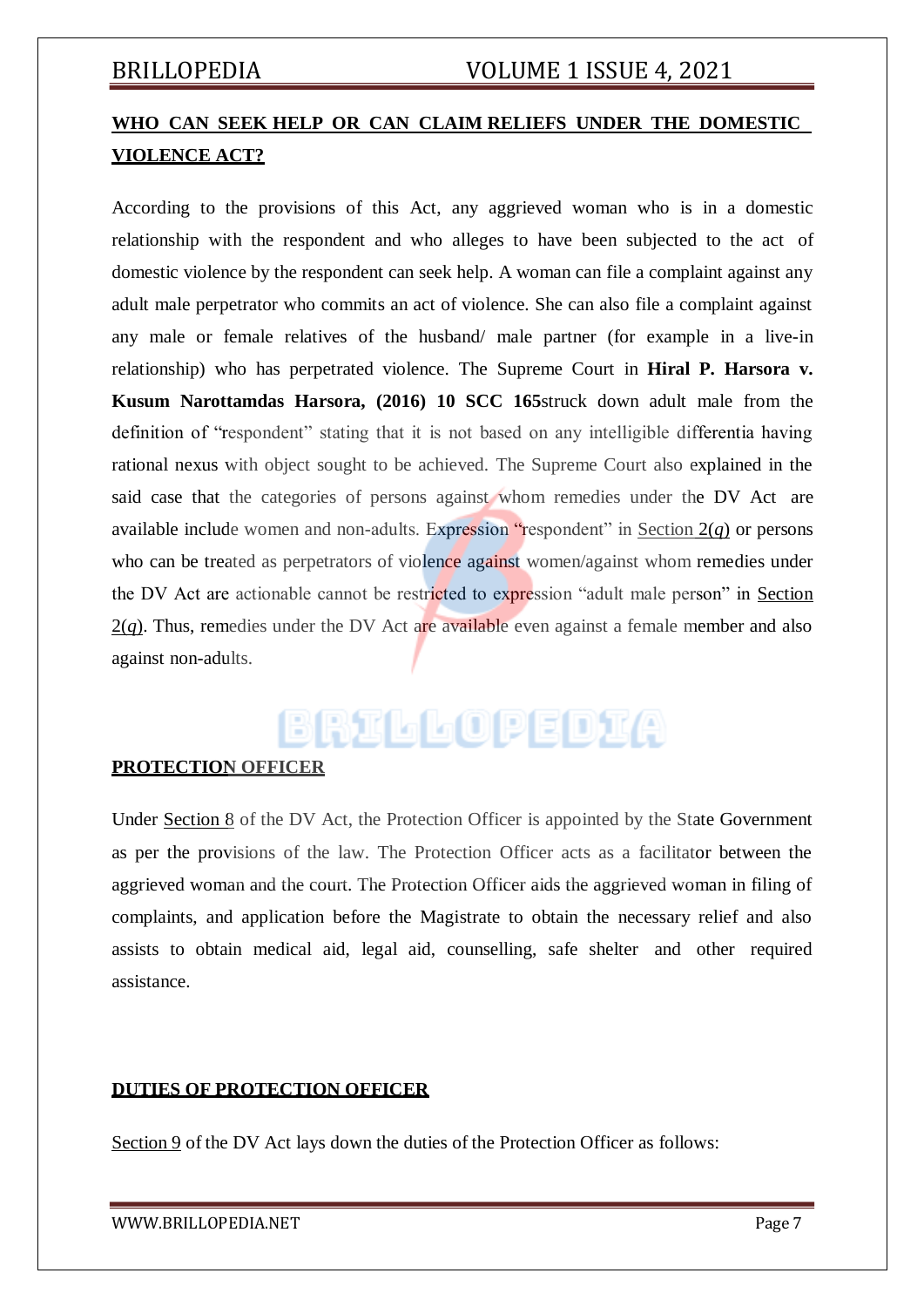## WHO CAN SEEK HELP OR CAN CLAIM RELIEFS UNDER THE DOMESTIC VIOLENCE ACT?

According to the provisions of this Act, any aggrieved woman who is in a domestic relationship with the respondent and who alleges to have been subjected to the act of domestic violence by the respondent can seek help. A woman can file a complaint against any adult male perpetrator who commits an act of violence. She can also file a complaint against any male or female relatives of the husband/ male partner (for example in a live-in relationship) who has perpetrated violence. The Supreme Court in **Hiral P. Harsora v. Kusum Narottamdas Harsora, (2016) 10 SCC 165**struck down adult male from the definition of "respondent" stating that it is not based on any intelligible differentia having rational nexus with object sought to be achieved. The Supreme Court also explained in the said case that the categories of persons against whom remedies under the DV Act are available include women and non-adults. Expression "respondent" in Section 2(*q*) or persons who can be treated as perpetrators of violence against women/against whom remedies under the DV Act are actionable cannot be restricted to expression "adult male person" in Section 2(*q*). Thus, remedies under the DV Act are available even against a female member and also against non-adults.

## PROTECTION OFFICER

Under Section 8 of the DV Act, the Protection Officer is appointed by the State Government as per the provisions of the law. The Protection Officer acts as a facilitator between the aggrieved woman and the court. The Protection Officer aids the aggrieved woman in filing of complaints, and application before the Magistrate to obtain the necessary relief and also assists to obtain medical aid, legal aid, counselling, safe shelter and other required assistance.

## DUTIES OF PROTECTION OFFICER

Section 9 of the DV Act lays down the duties of the Protection Officer as follows: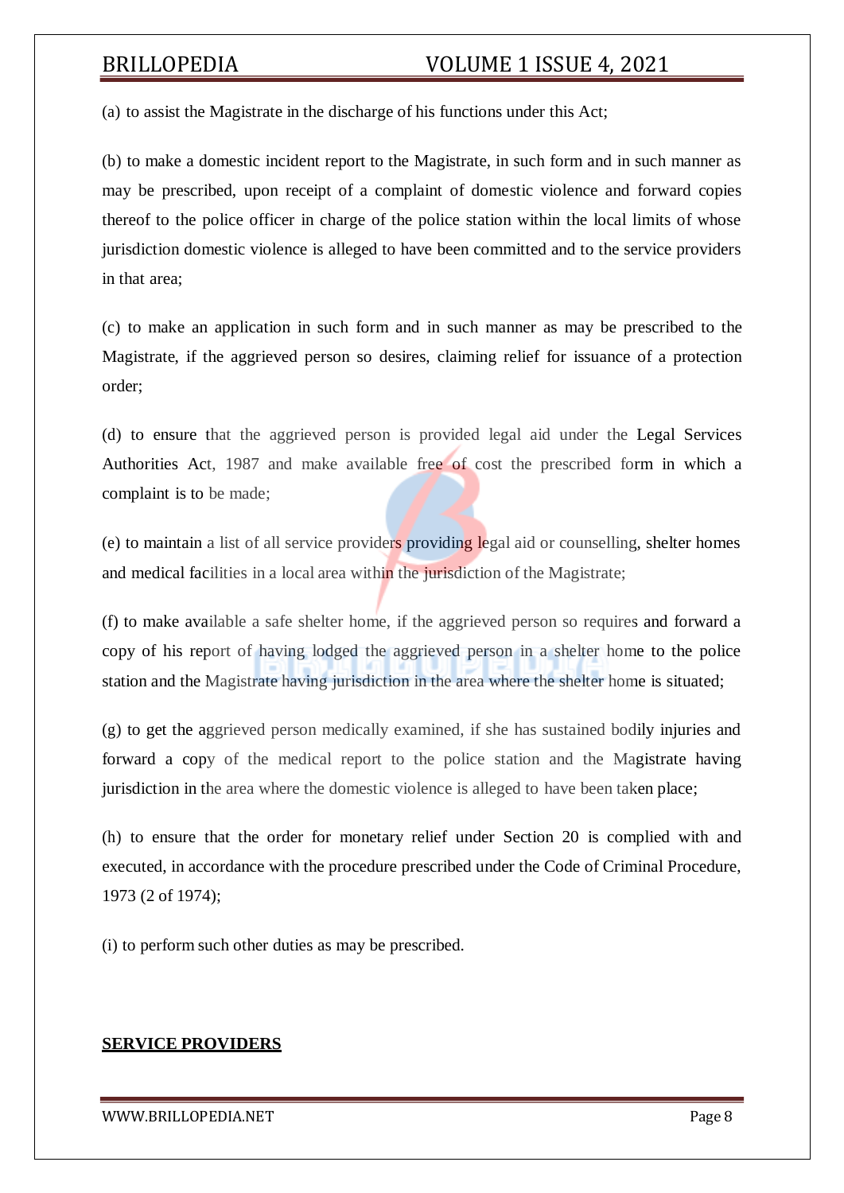(a) to assist the Magistrate in the discharge of his functions under this Act;

(b) to make a domestic incident report to the Magistrate, in such form and in such manner as may be prescribed, upon receipt of a complaint of domestic violence and forward copies thereof to the police officer in charge of the police station within the local limits of whose jurisdiction domestic violence is alleged to have been committed and to the service providers in that area;

(c) to make an application in such form and in such manner as may be prescribed to the Magistrate, if the aggrieved person so desires, claiming relief for issuance of a protection order;

(d) to ensure that the aggrieved person is provided legal aid under the Legal Services Authorities Act, 1987 and make available free of cost the prescribed form in which a complaint is to be made;

(e) to maintain a list of all service providers providing legal aid or counselling, shelter homes and medical facilities in a local area within the jurisdiction of the Magistrate;

(f) to make available a safe shelter home, if the aggrieved person so requires and forward a copy of his report of having lodged the aggrieved person in a shelter home to the police station and the Magistrate having jurisdiction in the area where the shelter home is situated;

(g) to get the aggrieved person medically examined, if she has sustained bodily injuries and forward a copy of the medical report to the police station and the Magistrate having jurisdiction in the area where the domestic violence is alleged to have been taken place;

(h) to ensure that the order for monetary relief under Section 20 is complied with and executed, in accordance with the procedure prescribed under the Code of Criminal Procedure, 1973 (2 of 1974);

(i) to perform such other duties as may be prescribed.

**SERVICE PROVIDERS**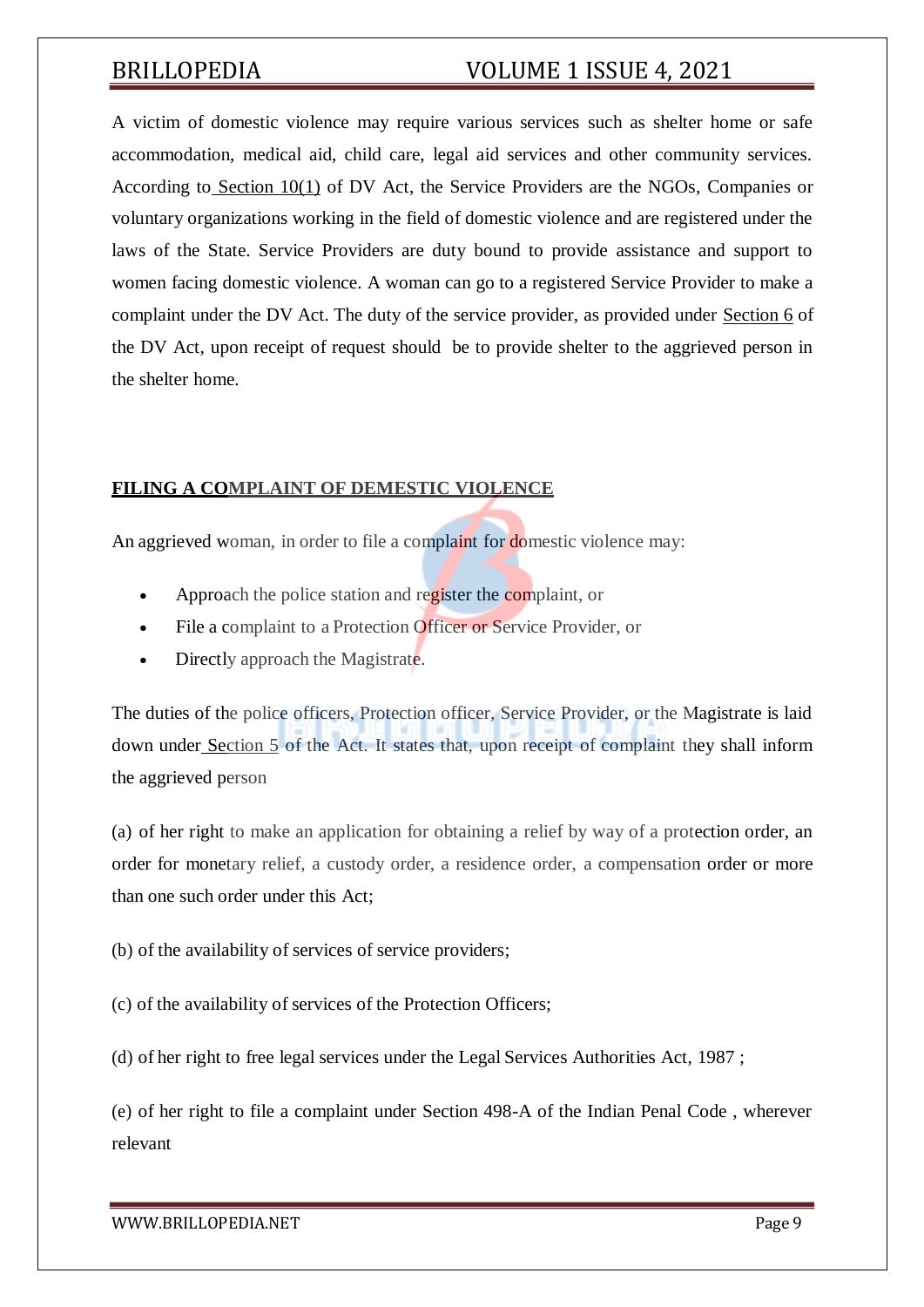A victim of domestic violence may require various services such as shelter home or safe accommodation, medical aid, child care, legal aid services and other community services. According to Section 10(1) of DV Act, the Service Providers are the NGOs, Companies or voluntary organizations working in the field of domestic violence and are registered under the laws of the State. Service Providers are duty bound to provide assistance and support to women facing domestic violence. A woman can go to a registered Service Provider to make a complaint under the DV Act. The duty of the service provider, as provided under Section 6 of the DV Act, upon receipt of request should be to provide shelter to the aggrieved person in the shelter home.

## FILING A COMPLAINT OF DEMESTIC VIOLENCE

An aggrieved woman, in order to file a complaint for domestic violence may:

- Approach the police station and register the complaint, or
- File a complaint to a Protection Officer or Service Provider, or
- Directly approach the Magistrate.

The duties of the police officers, Protection officer, Service Provider, or the Magistrate is laid down under Section 5 of the Act. It states that, upon receipt of complaint they shall inform the aggrieved person

(a) of her right to make an application for obtaining a relief by way of a protection order, an order for monetary relief, a custody order, a residence order, a compensation order or more than one such order under this Act;

(b) of the availability of services of service providers;

(c) of the availability of services of the Protection Officers;

(d) of her right to free legal services under the Legal Services Authorities Act, 1987 ;

(e) of her right to file a complaint under Section 498-A of the Indian Penal Code , wherever relevant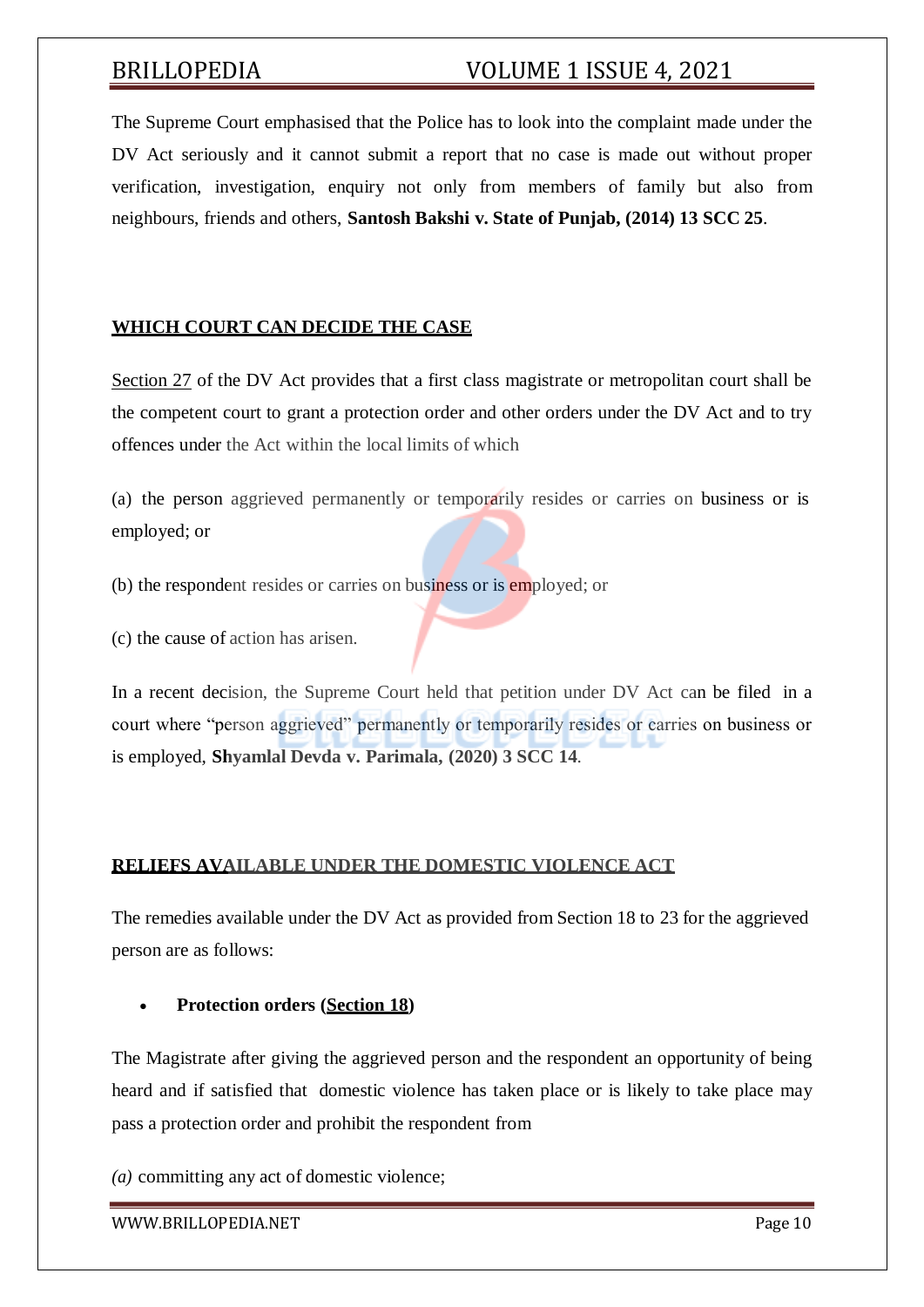The Supreme Court emphasised that the Police has to look into the complaint made under the DV Act seriously and it cannot submit a report that no case is made out without proper verification, investigation, enquiry not only from members of family but also from neighbours, friends and others, **Santosh Bakshi v. State of Punjab, (2014) 13 SCC 25**.

## WHICH COURT CAN DECIDE THE CASE

Section 27 of the DV Act provides that a first class magistrate or metropolitan court shall be the competent court to grant a protection order and other orders under the DV Act and to try offences under the Act within the local limits of which

(a) the person aggrieved permanently or temporarily resides or carries on business or is employed; or

(b) the respondent resides or carries on business or is employed; or

(c) the cause of action has arisen.

In a recent decision, the Supreme Court held that petition under DV Act can be filed in a court where "person aggrieved" permanently or temporarily resides or carries on business or is employed, **Shyamlal Devda v. Parimala, (2020) 3 SCC 14**.

## RELIEFS AVAILABLE UNDER THE DOMESTIC VIOLENCE ACT

The remedies available under the DV Act as provided from Section 18 to 23 for the aggrieved person are as follows:

- **Protection orders (Section 18)**

The Magistrate after giving the aggrieved person and the respondent an opportunity of being heard and if satisfied that domestic violence has taken place or is likely to take place may pass a protection order and prohibit the respondent from

*(a)* committing any act of domestic violence;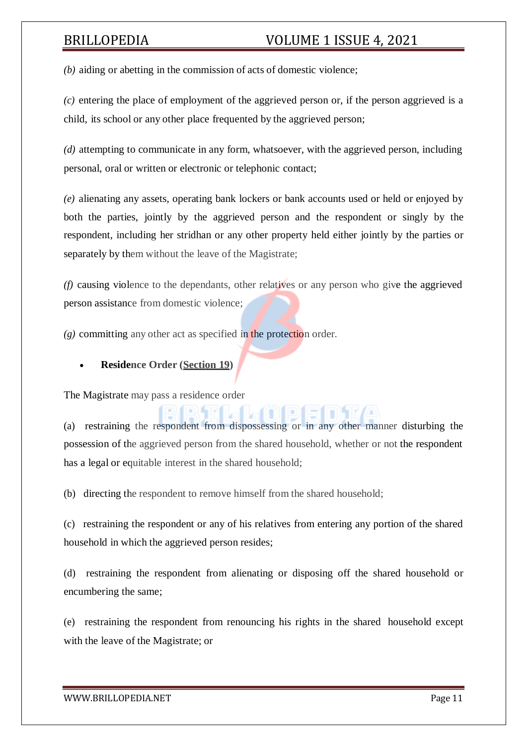*(b)* aiding or abetting in the commission of acts of domestic violence;

*(c)* entering the place of employment of the aggrieved person or, if the person aggrieved is a child, its school or any other place frequented by the aggrieved person;

*(d)* attempting to communicate in any form, whatsoever, with the aggrieved person, including personal, oral or written or electronic or telephonic contact;

*(e)* alienating any assets, operating bank lockers or bank accounts used or held or enjoyed by both the parties, jointly by the aggrieved person and the respondent or singly by the respondent, including her stridhan or any other property held either jointly by the parties or separately by them without the leave of the Magistrate;

*(f)* causing violence to the dependants, other relatives or any person who give the aggrieved person assistance from domestic violence;

*(g)* committing any other act as specified in the protection order.

- **Residence Order (Section 19)**

The Magistrate may pass a residence order

(a) restraining the respondent from dispossessing or in any other manner disturbing the possession of the aggrieved person from the shared household, whether or not the respondent has a legal or equitable interest in the shared household;

(b) directing the respondent to remove himself from the shared household;

(c) restraining the respondent or any of his relatives from entering any portion of the shared household in which the aggrieved person resides;

(d) restraining the respondent from alienating or disposing off the shared household or encumbering the same;

(e) restraining the respondent from renouncing his rights in the shared household except with the leave of the Magistrate; or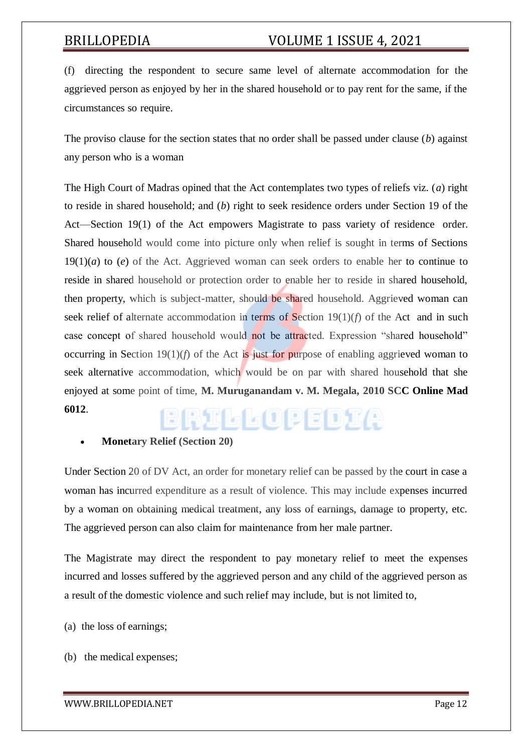(f) directing the respondent to secure same level of alternate accommodation for the aggrieved person as enjoyed by her in the shared household or to pay rent for the same, if the circumstances so require.

The proviso clause for the section states that no order shall be passed under clause (*b*) against any person who is a woman

The High Court of Madras opined that the Act contemplates two types of reliefs viz. (*a*) right to reside in shared household; and (*b*) right to seek residence orders under Section 19 of the Act—Section 19(1) of the Act empowers Magistrate to pass variety of residence order. Shared household would come into picture only when relief is sought in terms of Sections 19(1)(*a*) to (*e*) of the Act. Aggrieved woman can seek orders to enable her to continue to reside in shared household or protection order to enable her to reside in shared household, then property, which is subject-matter, should be shared household. Aggrieved woman can seek relief of alternate accommodation in terms of Section 19(1)(*f*) of the Act and in such case concept of shared household would not be attracted. Expression "shared household" occurring in Section 19(1)(*f*) of the Act is just for purpose of enabling aggrieved woman to seek alternative accommodation, which would be on par with shared household that she enjoyed at some point of time, **M. Muruganandam v. M. Megala, 2010 SCC Online Mad 6012**.

- **Monetary Relief (Section 20)**

Under Section 20 of DV Act, an order for monetary relief can be passed by the court in case a woman has incurred expenditure as a result of violence. This may include expenses incurred by a woman on obtaining medical treatment, any loss of earnings, damage to property, etc. The aggrieved person can also claim for maintenance from her male partner.

The Magistrate may direct the respondent to pay monetary relief to meet the expenses incurred and losses suffered by the aggrieved person and any child of the aggrieved person as a result of the domestic violence and such relief may include, but is not limited to,

(a) the loss of earnings;

(b) the medical expenses;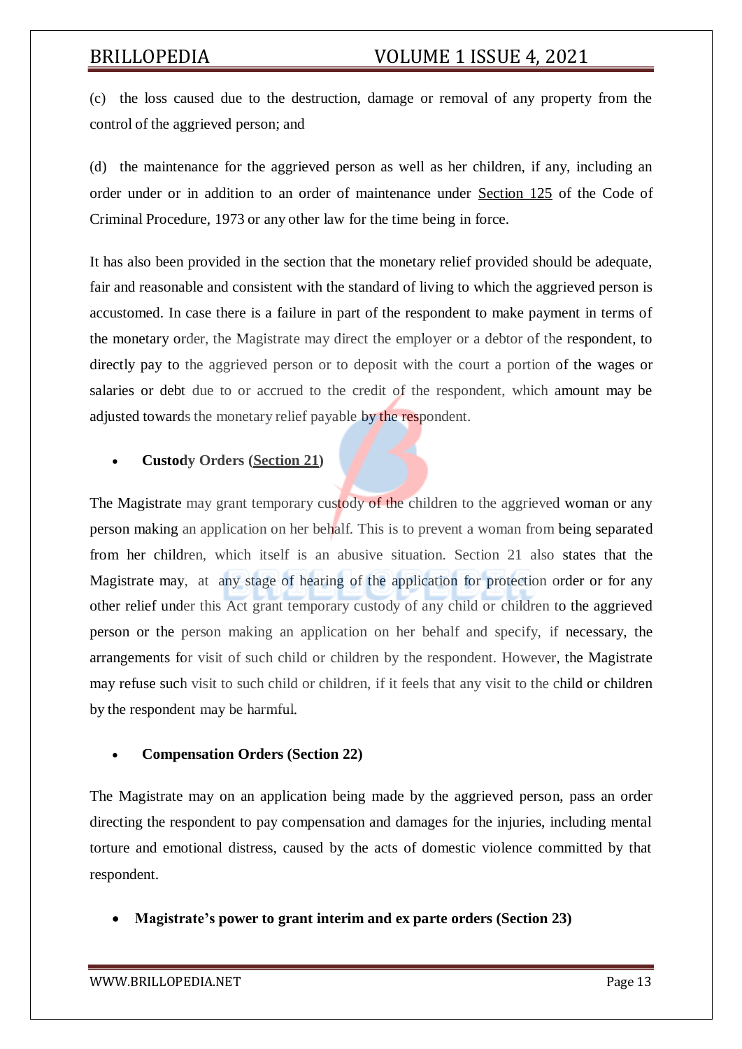(c) the loss caused due to the destruction, damage or removal of any property from the control of the aggrieved person; and

(d) the maintenance for the aggrieved person as well as her children, if any, including an order under or in addition to an order of maintenance under Section 125 of the Code of Criminal Procedure, 1973 or any other law for the time being in force.

It has also been provided in the section that the monetary relief provided should be adequate, fair and reasonable and consistent with the standard of living to which the aggrieved person is accustomed. In case there is a failure in part of the respondent to make payment in terms of the monetary order, the Magistrate may direct the employer or a debtor of the respondent, to directly pay to the aggrieved person or to deposit with the court a portion of the wages or salaries or debt due to or accrued to the credit of the respondent, which amount may be adjusted towards the monetary relief payable by the respondent.

- **Custody Orders (Section 21)**

The Magistrate may grant temporary custody of the children to the aggrieved woman or any person making an application on her behalf. This is to prevent a woman from being separated from her children, which itself is an abusive situation. Section 21 also states that the Magistrate may, at any stage of hearing of the application for protection order or for any other relief under this Act grant temporary custody of any child or children to the aggrieved person or the person making an application on her behalf and specify, if necessary, the arrangements for visit of such child or children by the respondent. However, the Magistrate may refuse such visit to such child or children, if it feels that any visit to the child or children by the respondent may be harmful.

- **Compensation Orders (Section 22)**

The Magistrate may on an application being made by the aggrieved person, pass an order directing the respondent to pay compensation and damages for the injuries, including mental torture and emotional distress, caused by the acts of domestic violence committed by that respondent.

- **Magistrate's power to grant interim and ex parte orders (Section 23)**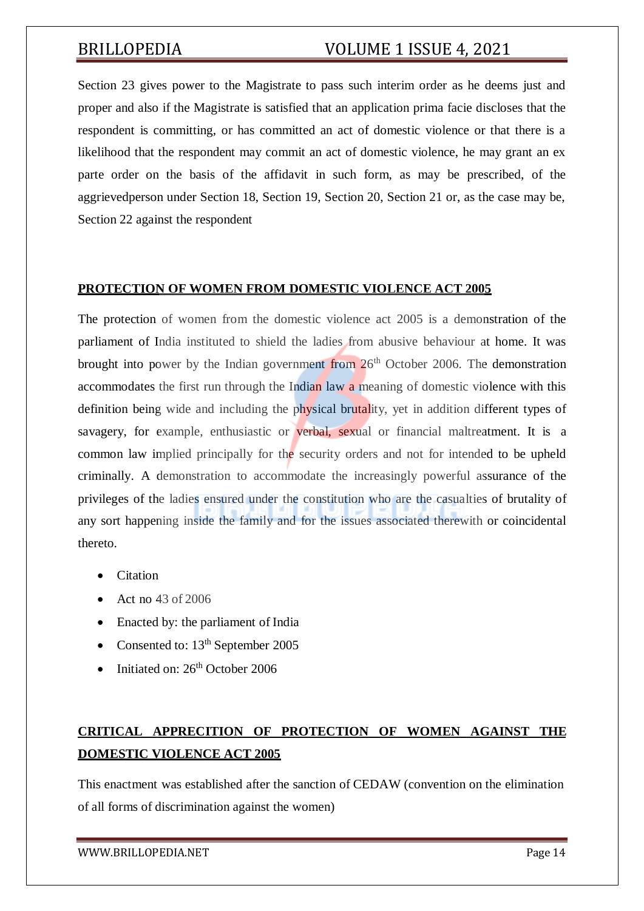Section 23 gives power to the Magistrate to pass such interim order as he deems just and proper and also if the Magistrate is satisfied that an application prima facie discloses that the respondent is committing, or has committed an act of domestic violence or that there is a likelihood that the respondent may commit an act of domestic violence, he may grant an ex parte order on the basis of the affidavit in such form, as may be prescribed, of the aggrievedperson under Section 18, Section 19, Section 20, Section 21 or, as the case may be, Section 22 against the respondent

## PROTECTION OF WOMEN FROM DOMESTIC VIOLENCE ACT 2005

The protection of women from the domestic violence act 2005 is a demonstration of the parliament of India instituted to shield the ladies from abusive behaviour at home. It was brought into power by the Indian government from 26th October 2006. The demonstration accommodates the first run through the Indian law a meaning of domestic violence with this definition being wide and including the physical brutality, yet in addition different types of savagery, for example, enthusiastic or verbal, sexual or financial maltreatment. It is a common law implied principally for the security orders and not for intended to be upheld criminally. A demonstration to accommodate the increasingly powerful assurance of the privileges of the ladies ensured under the constitution who are the casualties of brutality of any sort happening inside the family and for the issues associated therewith or coincidental thereto.

- Citation
- Act no 43 of 2006
- Enacted by: the parliament of India
- Consented to: 13th September 2005
- Initiated on: 26th October 2006

## CRITICAL APPRECITION OF PROTECTION OF WOMEN AGAINST THE DOMESTIC VIOLENCE ACT 2005

This enactment was established after the sanction of CEDAW (convention on the elimination of all forms of discrimination against the women)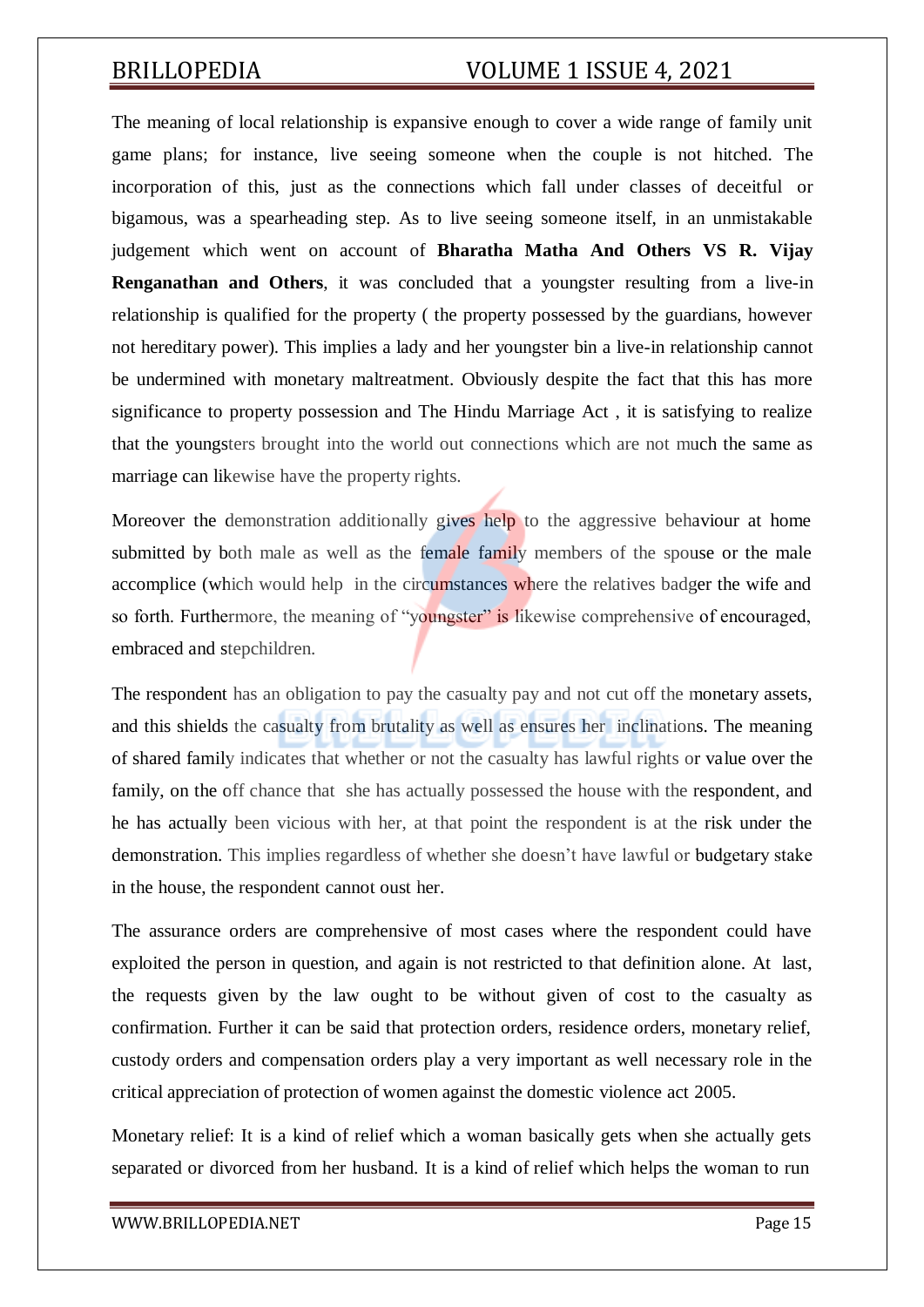The meaning of local relationship is expansive enough to cover a wide range of family unit game plans; for instance, live seeing someone when the couple is not hitched. The incorporation of this, just as the connections which fall under classes of deceitful or bigamous, was a spearheading step. As to live seeing someone itself, in an unmistakable judgement which went on account of **Bharatha Matha And Others VS R. Vijay Renganathan and Others**, it was concluded that a youngster resulting from a live-in relationship is qualified for the property ( the property possessed by the guardians, however not hereditary power). This implies a lady and her youngster bin a live-in relationship cannot be undermined with monetary maltreatment. Obviously despite the fact that this has more significance to property possession and The Hindu Marriage Act , it is satisfying to realize that the youngsters brought into the world out connections which are not much the same as marriage can likewise have the property rights.

Moreover the demonstration additionally gives help to the aggressive behaviour at home submitted by both male as well as the female family members of the spouse or the male accomplice (which would help in the circumstances where the relatives badger the wife and so forth. Furthermore, the meaning of "youngster" is likewise comprehensive of encouraged, embraced and stepchildren.

The respondent has an obligation to pay the casualty pay and not cut off the monetary assets, and this shields the casualty from brutality as well as ensures her inclinations. The meaning of shared family indicates that whether or not the casualty has lawful rights or value over the family, on the off chance that she has actually possessed the house with the respondent, and he has actually been vicious with her, at that point the respondent is at the risk under the demonstration. This implies regardless of whether she doesn't have lawful or budgetary stake in the house, the respondent cannot oust her.

The assurance orders are comprehensive of most cases where the respondent could have exploited the person in question, and again is not restricted to that definition alone. At last, the requests given by the law ought to be without given of cost to the casualty as confirmation. Further it can be said that protection orders, residence orders, monetary relief, custody orders and compensation orders play a very important as well necessary role in the critical appreciation of protection of women against the domestic violence act 2005.

Monetary relief: It is a kind of relief which a woman basically gets when she actually gets separated or divorced from her husband. It is a kind of relief which helps the woman to run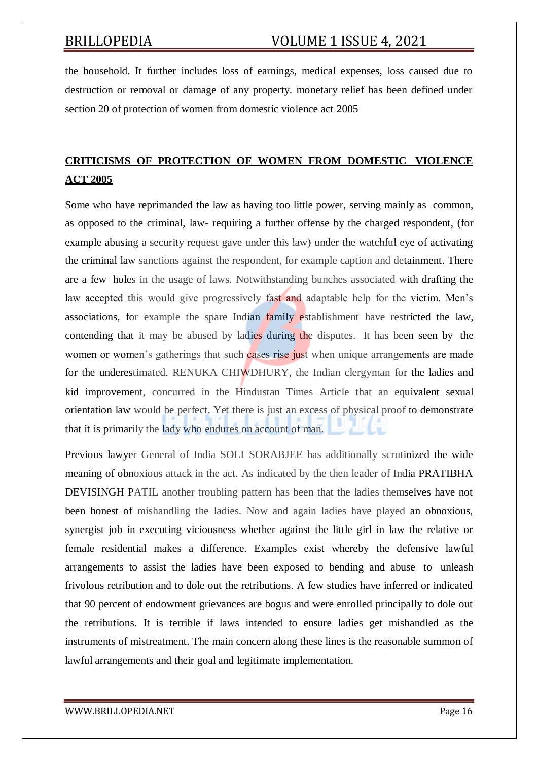the household. It further includes loss of earnings, medical expenses, loss caused due to destruction or removal or damage of any property. monetary relief has been defined under section 20 of protection of women from domestic violence act 2005

## **CRITICISMS OF PROTECTION OF WOMEN FROM DOMESTIC VIOLENCE ACT 2005**

Some who have reprimanded the law as having too little power, serving mainly as common, as opposed to the criminal, law- requiring a further offense by the charged respondent, (for example abusing a security request gave under this law) under the watchful eye of activating the criminal law sanctions against the respondent, for example caption and detainment. There are a few holes in the usage of laws. Notwithstanding bunches associated with drafting the law accepted this would give progressively fast and adaptable help for the victim. Men's associations, for example the spare Indian family establishment have restricted the law, contending that it may be abused by ladies during the disputes. It has been seen by the women or women's gatherings that such cases rise just when unique arrangements are made for the underestimated. RENUKA CHIWDHURY, the Indian clergyman for the ladies and kid improvement, concurred in the Hindustan Times Article that an equivalent sexual orientation law would be perfect. Yet there is just an excess of physical proof to demonstrate that it is primarily the lady who endures on account of man.

Previous lawyer General of India SOLI SORABJEE has additionally scrutinized the wide meaning of obnoxious attack in the act. As indicated by the then leader of India PRATIBHA DEVISINGH PATIL another troubling pattern has been that the ladies themselves have not been honest of mishandling the ladies. Now and again ladies have played an obnoxious, synergist job in executing viciousness whether against the little girl in law the relative or female residential makes a difference. Examples exist whereby the defensive lawful arrangements to assist the ladies have been exposed to bending and abuse to unleash frivolous retribution and to dole out the retributions. A few studies have inferred or indicated that 90 percent of endowment grievances are bogus and were enrolled principally to dole out the retributions. It is terrible if laws intended to ensure ladies get mishandled as the instruments of mistreatment. The main concern along these lines is the reasonable summon of lawful arrangements and their goal and legitimate implementation.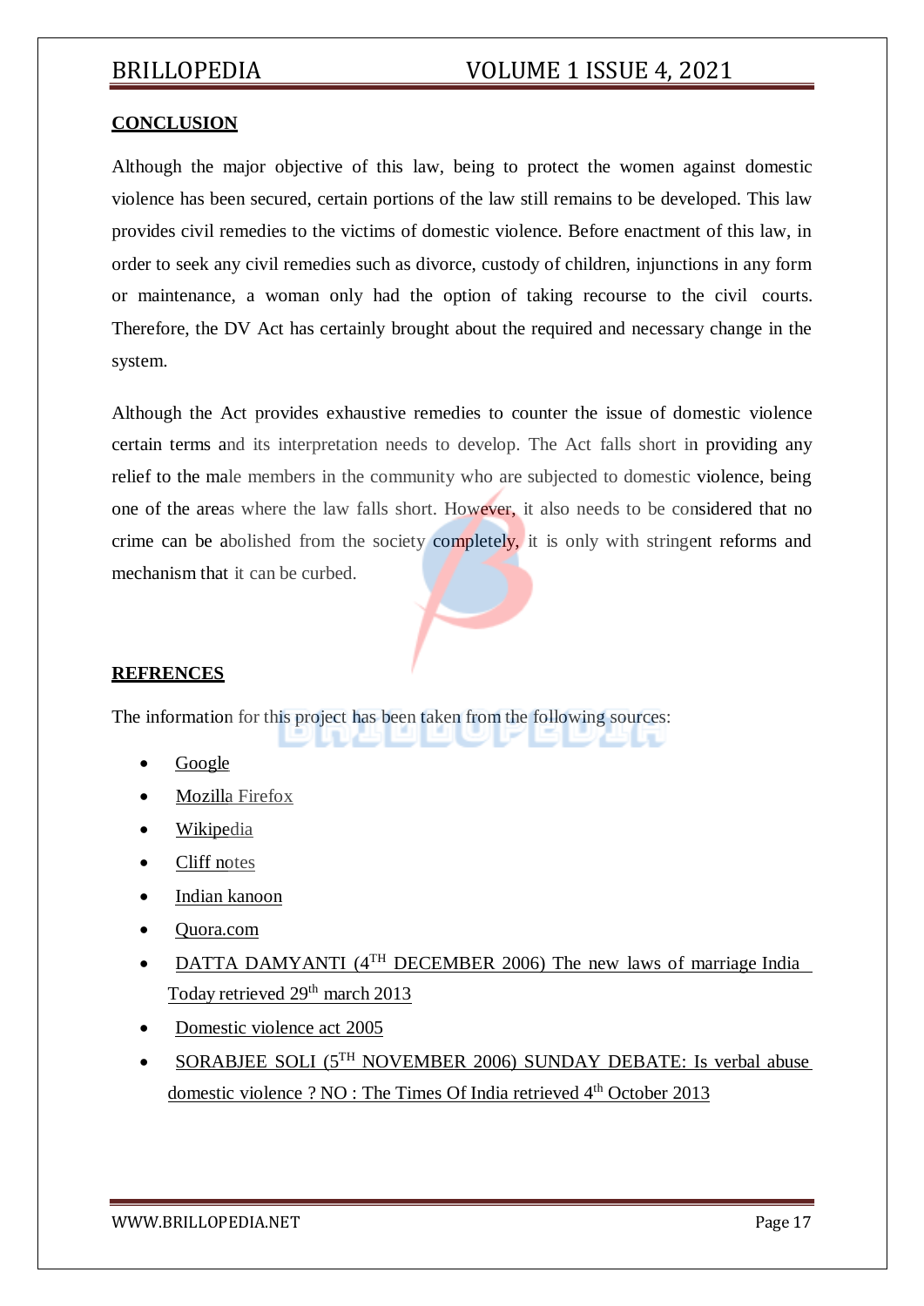## CONCLUSION

Although the major objective of this law, being to protect the women against domestic violence has been secured, certain portions of the law still remains to be developed. This law provides civil remedies to the victims of domestic violence. Before enactment of this law, in order to seek any civil remedies such as divorce, custody of children, injunctions in any form or maintenance, a woman only had the option of taking recourse to the civil courts. Therefore, the DV Act has certainly brought about the required and necessary change in the system.

Although the Act provides exhaustive remedies to counter the issue of domestic violence certain terms and its interpretation needs to develop. The Act falls short in providing any relief to the male members in the community who are subjected to domestic violence, being one of the areas where the law falls short. However, it also needs to be considered that no crime can be abolished from the society completely, it is only with stringent reforms and mechanism that it can be curbed.

## REFRENCES

The information for this project has been taken from the following sources:

- Google
- Mozilla Firefox
- Wikipedia
- Cliff notes
- Indian kanoon
- Quora.com
- DATTA DAMYANTI (4TH DECEMBER 2006) The new laws of marriage India Today retrieved 29th march 2013
- Domestic violence act 2005
- SORABJEE SOLI (5TH NOVEMBER 2006) SUNDAY DEBATE: Is verbal abuse domestic violence ? NO : The Times Of India retrieved 4th October 2013